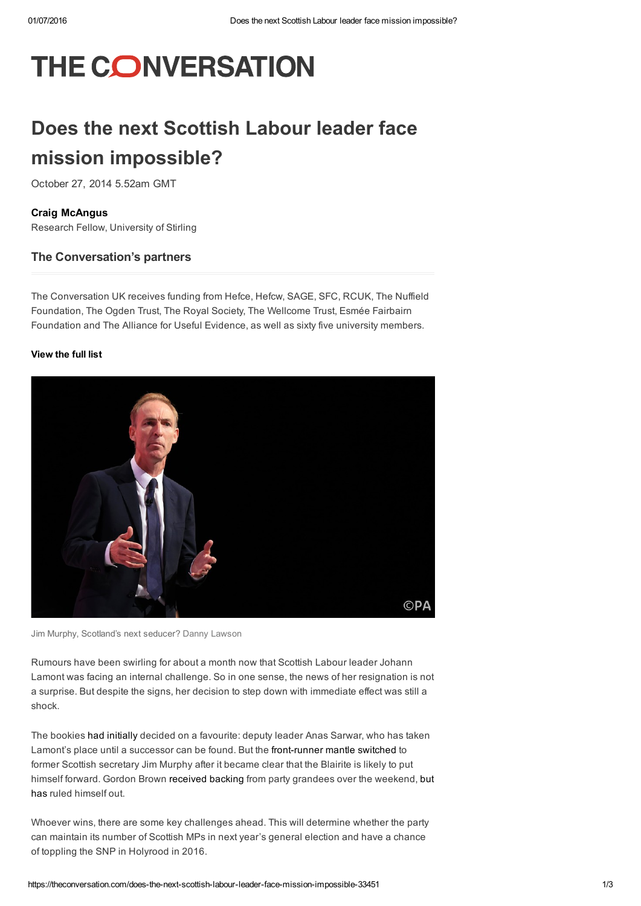# THE CONVERSATION

# Does the next Scottish Labour leader face mission impossible?

October 27, 2014 5.52am GMT

**Craig McAngus**
Research Fellow, University of Stirling

## The Conversation's partners

The Conversation UK receives funding from Hefce, Hefcw, SAGE, SFC, RCUK, The Nuffield Foundation, The Ogden Trust, The Royal Society, The Wellcome Trust, Esmée Fairbairn Foundation and The Alliance for Useful Evidence, as well as sixty five university members.

**View the full list**

Jim Murphy, Scotland's next seducer? Danny Lawson

Rumours have been swirling for about a month now that Scottish Labour leader Johann Lamont was facing an internal challenge. So in one sense, the news of her resignation is not a surprise. But despite the signs, her decision to step down with immediate effect was still a shock.

The bookies had initially decided on a favourite: deputy leader Anas Sarwar, who has taken Lamont's place until a successor can be found. But the front-runner mantle switched to former Scottish secretary Jim Murphy after it became clear that the Blairite is likely to put himself forward. Gordon Brown received backing from party grandees over the weekend, but has ruled himself out.

Whoever wins, there are some key challenges ahead. This will determine whether the party can maintain its number of Scottish MPs in next year's general election and have a chance of toppling the SNP in Holyrood in 2016.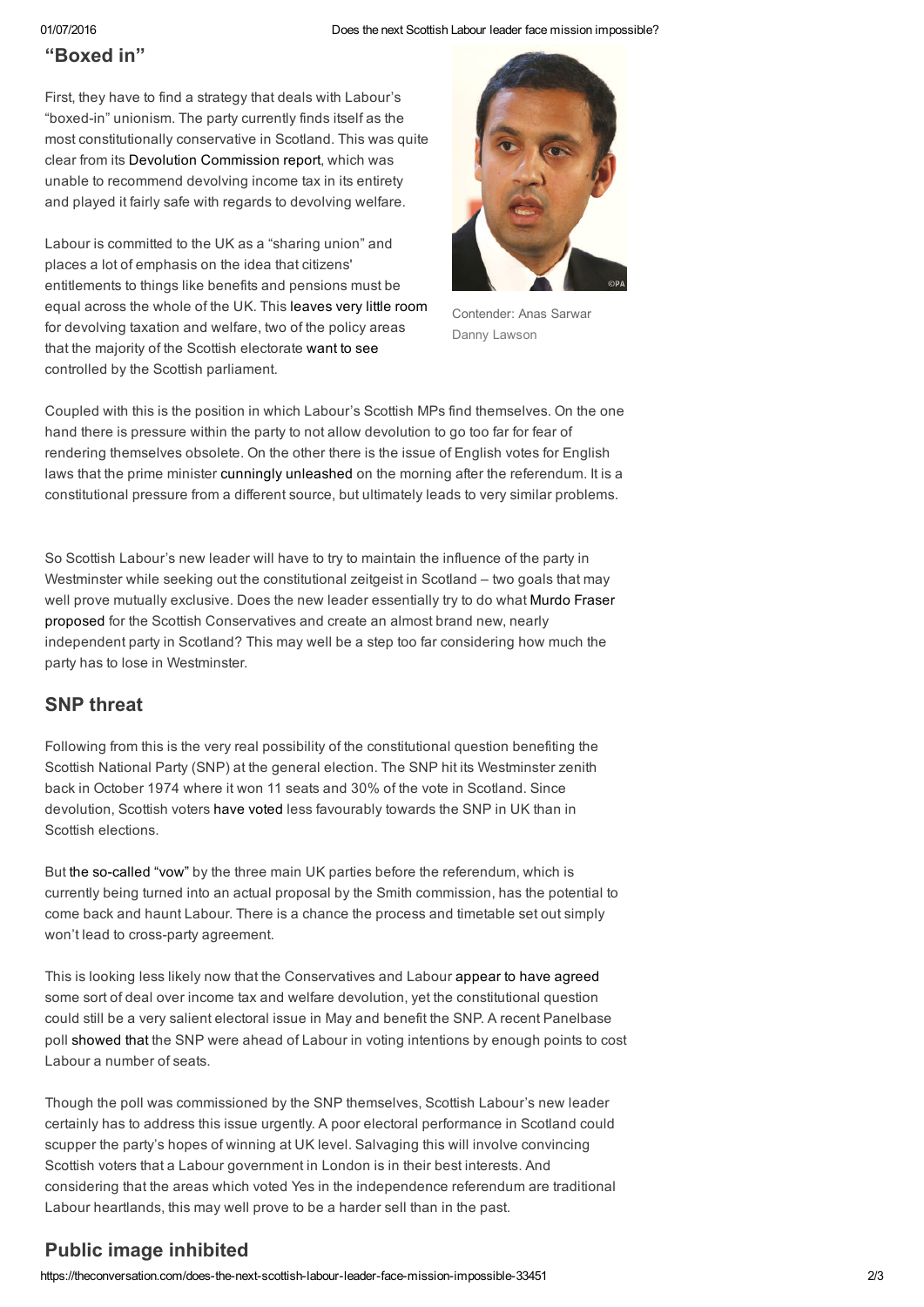## "Boxed in"

First, they have to find a strategy that deals with Labour's "boxed-in" unionism. The party currently finds itself as the most constitutionally conservative in Scotland. This was quite clear from its Devolution Commission report, which was unable to recommend devolving income tax in its entirety and played it fairly safe with regards to devolving welfare.

Labour is committed to the UK as a "sharing union" and places a lot of emphasis on the idea that citizens' entitlements to things like benefits and pensions must be equal across the whole of the UK. This leaves very little room for devolving taxation and welfare, two of the policy areas that the majority of the Scottish electorate want to see controlled by the Scottish parliament.

Contender: Anas Sarwar
Danny Lawson

Coupled with this is the position in which Labour's Scottish MPs find themselves. On the one hand there is pressure within the party to not allow devolution to go too far for fear of rendering themselves obsolete. On the other there is the issue of English votes for English laws that the prime minister cunningly unleashed on the morning after the referendum. It is a constitutional pressure from a different source, but ultimately leads to very similar problems.

So Scottish Labour's new leader will have to try to maintain the influence of the party in Westminster while seeking out the constitutional zeitgeist in Scotland – two goals that may well prove mutually exclusive. Does the new leader essentially try to do what Murdo Fraser proposed for the Scottish Conservatives and create an almost brand new, nearly independent party in Scotland? This may well be a step too far considering how much the party has to lose in Westminster.

## SNP threat

Following from this is the very real possibility of the constitutional question benefiting the Scottish National Party (SNP) at the general election. The SNP hit its Westminster zenith back in October 1974 where it won 11 seats and 30% of the vote in Scotland. Since devolution, Scottish voters have voted less favourably towards the SNP in UK than in Scottish elections.

But the so-called "vow" by the three main UK parties before the referendum, which is currently being turned into an actual proposal by the Smith commission, has the potential to come back and haunt Labour. There is a chance the process and timetable set out simply won't lead to cross-party agreement.

This is looking less likely now that the Conservatives and Labour appear to have agreed some sort of deal over income tax and welfare devolution, yet the constitutional question could still be a very salient electoral issue in May and benefit the SNP. A recent Panelbase poll showed that the SNP were ahead of Labour in voting intentions by enough points to cost Labour a number of seats.

Though the poll was commissioned by the SNP themselves, Scottish Labour's new leader certainly has to address this issue urgently. A poor electoral performance in Scotland could scupper the party's hopes of winning at UK level. Salvaging this will involve convincing Scottish voters that a Labour government in London is in their best interests. And considering that the areas which voted Yes in the independence referendum are traditional Labour heartlands, this may well prove to be a harder sell than in the past.

## Public image inhibited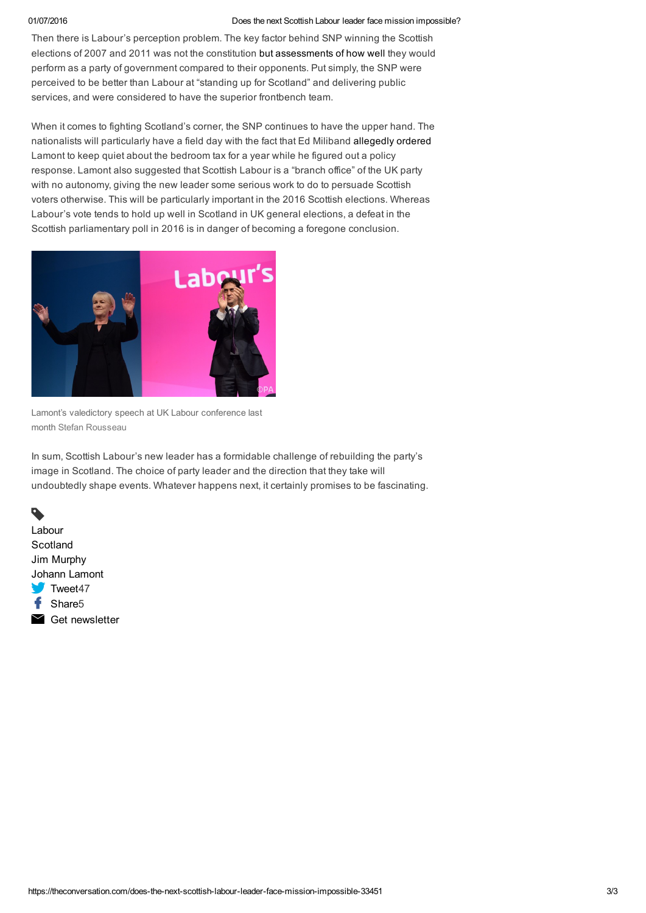Then there is Labour's perception problem. The key factor behind SNP winning the Scottish elections of 2007 and 2011 was not the constitution but assessments of how well they would perform as a party of government compared to their opponents. Put simply, the SNP were perceived to be better than Labour at "standing up for Scotland" and delivering public services, and were considered to have the superior frontbench team.

When it comes to fighting Scotland's corner, the SNP continues to have the upper hand. The nationalists will particularly have a field day with the fact that Ed Miliband allegedly ordered Lamont to keep quiet about the bedroom tax for a year while he figured out a policy response. Lamont also suggested that Scottish Labour is a "branch office" of the UK party with no autonomy, giving the new leader some serious work to do to persuade Scottish voters otherwise. This will be particularly important in the 2016 Scottish elections. Whereas Labour's vote tends to hold up well in Scotland in UK general elections, a defeat in the Scottish parliamentary poll in 2016 is in danger of becoming a foregone conclusion.

Lamont's valedictory speech at UK Labour conference last month Stefan Rousseau

In sum, Scottish Labour's new leader has a formidable challenge of rebuilding the party's image in Scotland. The choice of party leader and the direction that they take will undoubtedly shape events. Whatever happens next, it certainly promises to be fascinating.

Labour
Scotland
Jim Murphy
Johann Lamont
Tweet47
Share5
Get newsletter